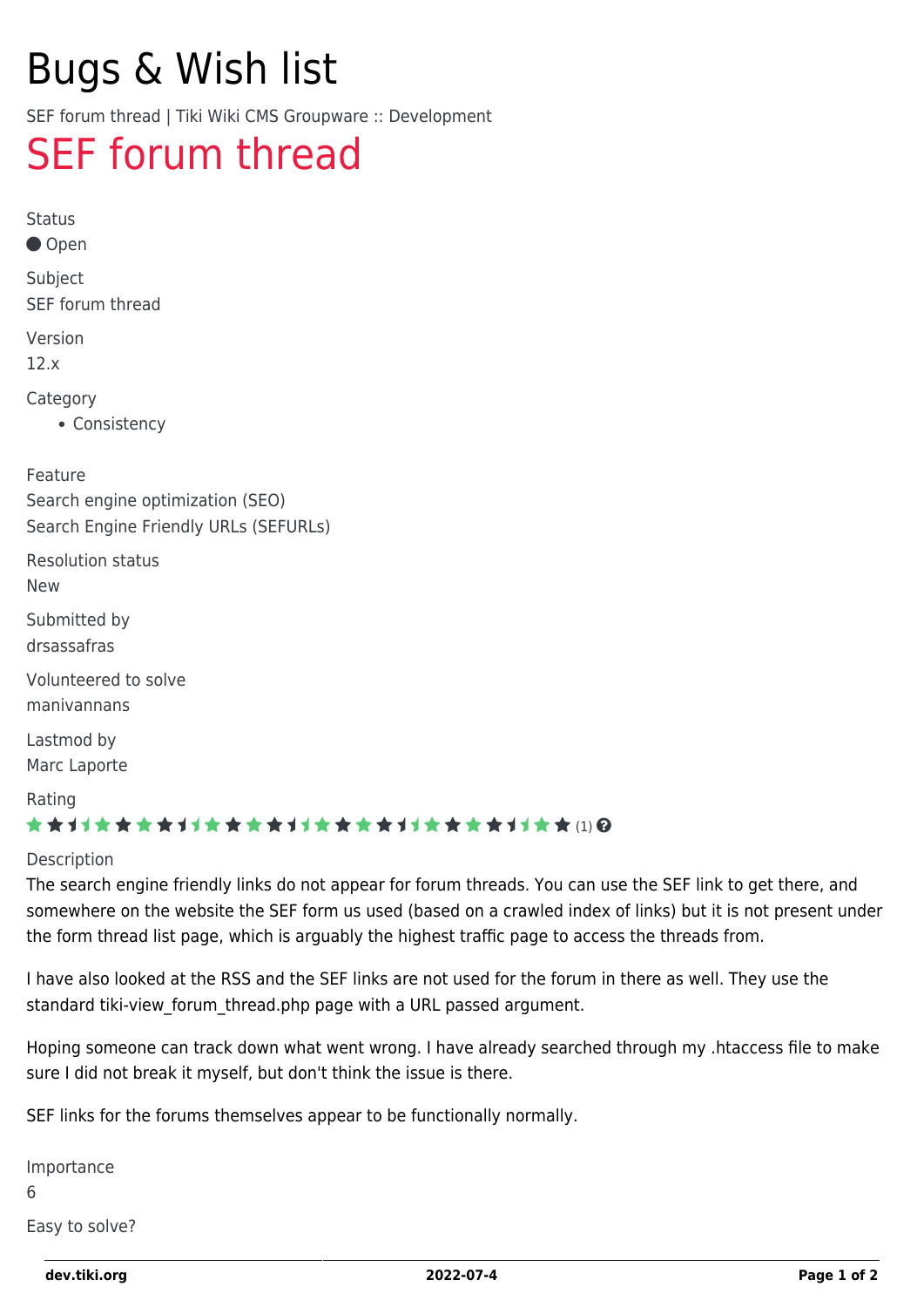# Bugs & Wish list

SEF forum thread | Tiki Wiki CMS Groupware :: Development

## SEF forum thread

Status

● Open

Subject

SEF forum thread

Version

12.x

Category

- Consistency

Feature

Search engine optimization (SEO)
Search Engine Friendly URLs (SEFURLs)

Resolution status

New

Submitted by

drsassafras

Volunteered to solve

manivannans

Lastmod by

Marc Laporte

Rating

★★★★★★★★★★★★★★★★★★★★★★★★★★★★★★ (1)

Description

The search engine friendly links do not appear for forum threads. You can use the SEF link to get there, and somewhere on the website the SEF form us used (based on a crawled index of links) but it is not present under the form thread list page, which is arguably the highest traffic page to access the threads from.

I have also looked at the RSS and the SEF links are not used for the forum in there as well. They use the standard tiki-view_forum_thread.php page with a URL passed argument.

Hoping someone can track down what went wrong. I have already searched through my .htaccess file to make sure I did not break it myself, but don't think the issue is there.

SEF links for the forums themselves appear to be functionally normally.

Importance

6

Easy to solve?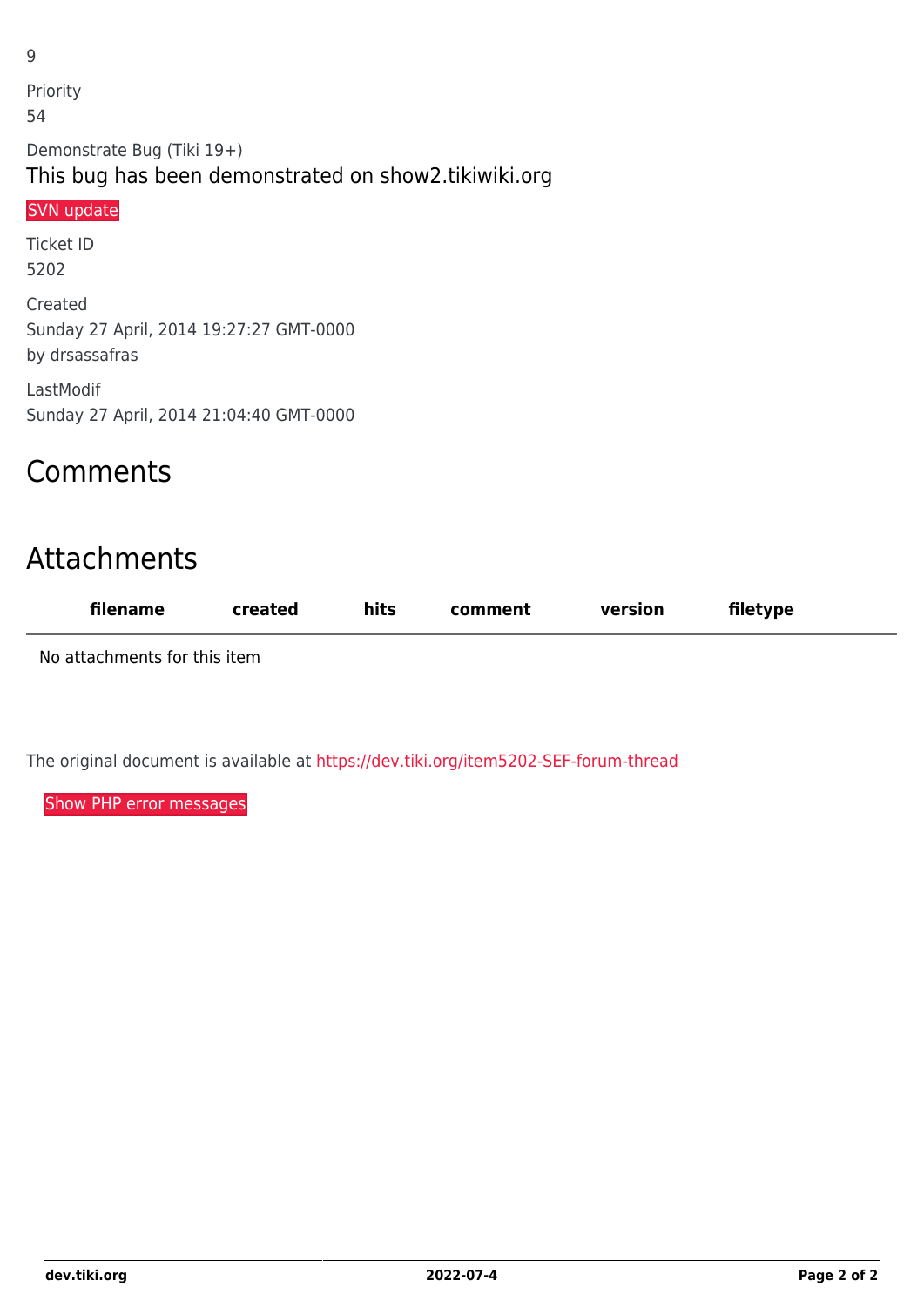9

Priority

54

Demonstrate Bug (Tiki 19+)

This bug has been demonstrated on show2.tikiwiki.org

SVN update

Ticket ID

5202

Created

Sunday 27 April, 2014 19:27:27 GMT-0000
by drsassafras

LastModif

Sunday 27 April, 2014 21:04:40 GMT-0000

## Comments

## Attachments

| filename | created | hits | comment | version | filetype |
|---|---|---|---|---|---|
| No attachments for this item | | | | | |

The original document is available at https://dev.tiki.org/item5202-SEF-forum-thread

Show PHP error messages